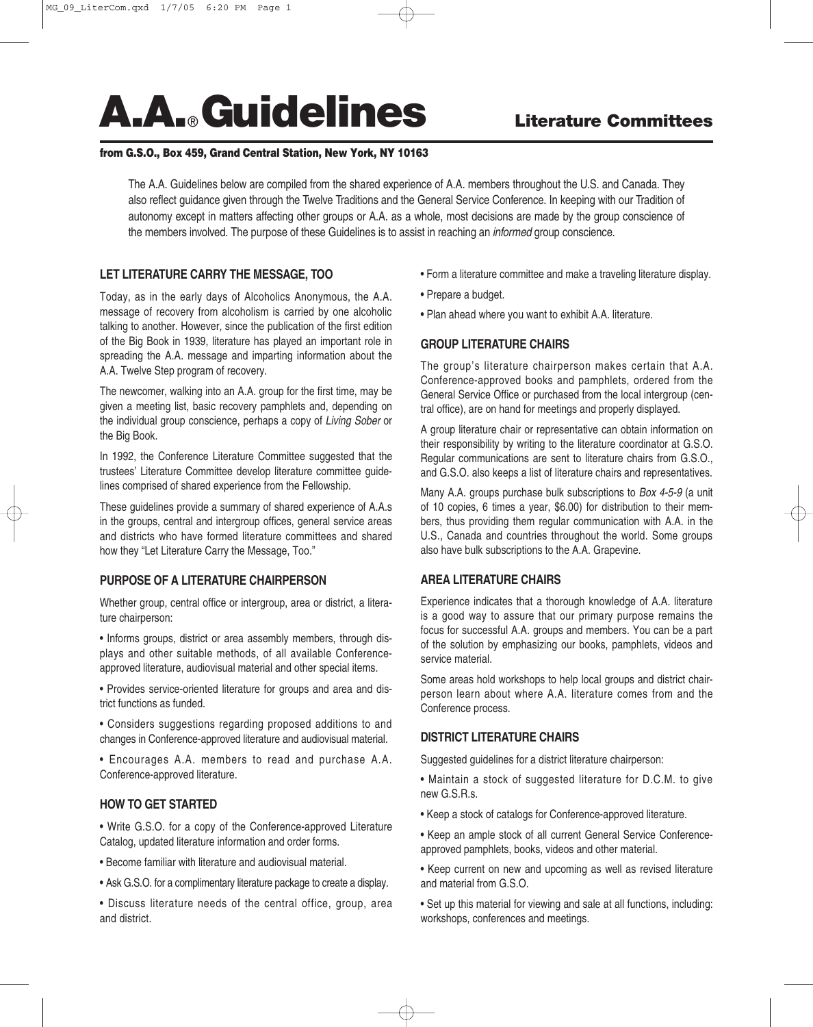# A.A.® Guidelines

## Literature Committees

**from G.S.O., Box 459, Grand Central Station, New York, NY 10163**

The A.A. Guidelines below are compiled from the shared experience of A.A. members throughout the U.S. and Canada. They also reflect guidance given through the Twelve Traditions and the General Service Conference. In keeping with our Tradition of autonomy except in matters affecting other groups or A.A. as a whole, most decisions are made by the group conscience of the members involved. The purpose of these Guidelines is to assist in reaching an *informed* group conscience.

### LET LITERATURE CARRY THE MESSAGE, TOO

Today, as in the early days of Alcoholics Anonymous, the A.A. message of recovery from alcoholism is carried by one alcoholic talking to another. However, since the publication of the first edition of the Big Book in 1939, literature has played an important role in spreading the A.A. message and imparting information about the A.A. Twelve Step program of recovery.

The newcomer, walking into an A.A. group for the first time, may be given a meeting list, basic recovery pamphlets and, depending on the individual group conscience, perhaps a copy of *Living Sober* or the Big Book.

In 1992, the Conference Literature Committee suggested that the trustees' Literature Committee develop literature committee guidelines comprised of shared experience from the Fellowship.

These guidelines provide a summary of shared experience of A.A.s in the groups, central and intergroup offices, general service areas and districts who have formed literature committees and shared how they "Let Literature Carry the Message, Too."

### PURPOSE OF A LITERATURE CHAIRPERSON

Whether group, central office or intergroup, area or district, a literature chairperson:

- Informs groups, district or area assembly members, through displays and other suitable methods, of all available Conference-approved literature, audiovisual material and other special items.
- Provides service-oriented literature for groups and area and district functions as funded.
- Considers suggestions regarding proposed additions to and changes in Conference-approved literature and audiovisual material.
- Encourages A.A. members to read and purchase A.A. Conference-approved literature.

### HOW TO GET STARTED

- Write G.S.O. for a copy of the Conference-approved Literature Catalog, updated literature information and order forms.
- Become familiar with literature and audiovisual material.
- Ask G.S.O. for a complimentary literature package to create a display.
- Discuss literature needs of the central office, group, area and district.
- Form a literature committee and make a traveling literature display.
- Prepare a budget.
- Plan ahead where you want to exhibit A.A. literature.

### GROUP LITERATURE CHAIRS

The group's literature chairperson makes certain that A.A. Conference-approved books and pamphlets, ordered from the General Service Office or purchased from the local intergroup (central office), are on hand for meetings and properly displayed.

A group literature chair or representative can obtain information on their responsibility by writing to the literature coordinator at G.S.O. Regular communications are sent to literature chairs from G.S.O., and G.S.O. also keeps a list of literature chairs and representatives.

Many A.A. groups purchase bulk subscriptions to *Box 4-5-9* (a unit of 10 copies, 6 times a year, $6.00) for distribution to their members, thus providing them regular communication with A.A. in the U.S., Canada and countries throughout the world. Some groups also have bulk subscriptions to the A.A. Grapevine.

### AREA LITERATURE CHAIRS

Experience indicates that a thorough knowledge of A.A. literature is a good way to assure that our primary purpose remains the focus for successful A.A. groups and members. You can be a part of the solution by emphasizing our books, pamphlets, videos and service material.

Some areas hold workshops to help local groups and district chairperson learn about where A.A. literature comes from and the Conference process.

### DISTRICT LITERATURE CHAIRS

Suggested guidelines for a district literature chairperson:

- Maintain a stock of suggested literature for D.C.M. to give new G.S.R.s.
- Keep a stock of catalogs for Conference-approved literature.
- Keep an ample stock of all current General Service Conference-approved pamphlets, books, videos and other material.
- Keep current on new and upcoming as well as revised literature and material from G.S.O.
- Set up this material for viewing and sale at all functions, including: workshops, conferences and meetings.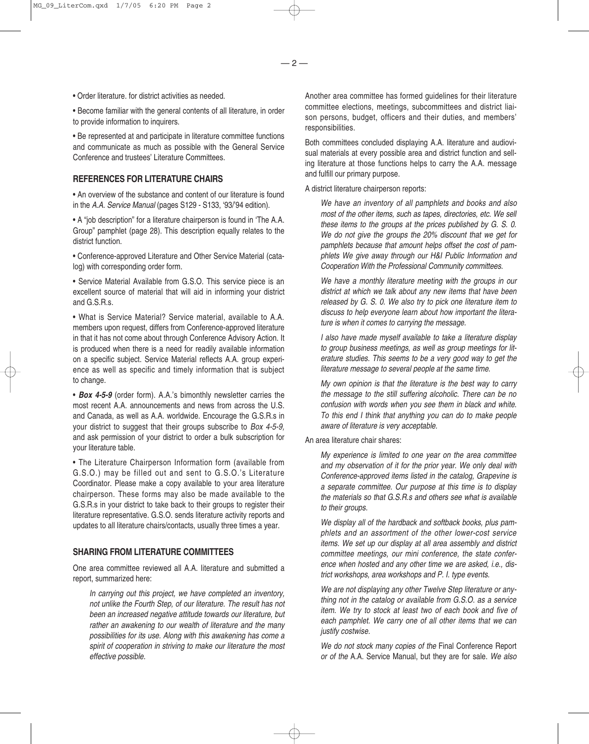- Order literature. for district activities as needed.
- Become familiar with the general contents of all literature, in order to provide information to inquirers.
- Be represented at and participate in literature committee functions and communicate as much as possible with the General Service Conference and trustees' Literature Committees.

## REFERENCES FOR LITERATURE CHAIRS

- An overview of the substance and content of our literature is found in the *A.A. Service Manual* (pages S129 - S133, '93/'94 edition).
- A "job description" for a literature chairperson is found in 'The A.A. Group" pamphlet (page 28). This description equally relates to the district function.
- Conference-approved Literature and Other Service Material (catalog) with corresponding order form.
- Service Material Available from G.S.O. This service piece is an excellent source of material that will aid in informing your district and G.S.R.s.
- What is Service Material? Service material, available to A.A. members upon request, differs from Conference-approved literature in that it has not come about through Conference Advisory Action. It is produced when there is a need for readily available information on a specific subject. Service Material reflects A.A. group experience as well as specific and timely information that is subject to change.
- ***Box 4-5-9*** (order form). A.A.'s bimonthly newsletter carries the most recent A.A. announcements and news from across the U.S. and Canada, as well as A.A. worldwide. Encourage the G.S.R.s in your district to suggest that their groups subscribe to *Box 4-5-9,* and ask permission of your district to order a bulk subscription for your literature table.
- The Literature Chairperson Information form (available from G.S.O.) may be filled out and sent to G.S.O.'s Literature Coordinator. Please make a copy available to your area literature chairperson. These forms may also be made available to the G.S.R.s in your district to take back to their groups to register their literature representative. G.S.O. sends literature activity reports and updates to all literature chairs/contacts, usually three times a year.

## SHARING FROM LITERATURE COMMITTEES

One area committee reviewed all A.A. literature and submitted a report, summarized here:

> *In carrying out this project, we have completed an inventory, not unlike the Fourth Step, of our literature. The result has not been an increased negative attitude towards our literature, but rather an awakening to our wealth of literature and the many possibilities for its use. Along with this awakening has come a spirit of cooperation in striving to make our literature the most effective possible.*

Another area committee has formed guidelines for their literature committee elections, meetings, subcommittees and district liaison persons, budget, officers and their duties, and members' responsibilities.

Both committees concluded displaying A.A. literature and audiovisual materials at every possible area and district function and selling literature at those functions helps to carry the A.A. message and fulfill our primary purpose.

A district literature chairperson reports:

> *We have an inventory of all pamphlets and books and also most of the other items, such as tapes, directories, etc. We sell these items to the groups at the prices published by G. S. 0. We do not give the groups the 20% discount that we get for pamphlets because that amount helps offset the cost of pamphlets We give away through our H&I Public Information and Cooperation With the Professional Community committees.*
>
> *We have a monthly literature meeting with the groups in our district at which we talk about any new items that have been released by G. S. 0. We also try to pick one literature item to discuss to help everyone learn about how important the literature is when it comes to carrying the message.*
>
> *I also have made myself available to take a literature display to group business meetings, as well as group meetings for literature studies. This seems to be a very good way to get the literature message to several people at the same time.*
>
> *My own opinion is that the literature is the best way to carry the message to the still suffering alcoholic. There can be no confusion with words when you see them in black and white. To this end I think that anything you can do to make people aware of literature is very acceptable.*

An area literature chair shares:

> *My experience is limited to one year on the area committee and my observation of it for the prior year. We only deal with Conference-approved items listed in the catalog, Grapevine is a separate committee. Our purpose at this time is to display the materials so that G.S.R.s and others see what is available to their groups.*
>
> *We display all of the hardback and softback books, plus pamphlets and an assortment of the other lower-cost service items. We set up our display at all area assembly and district committee meetings, our mini conference, the state conference when hosted and any other time we are asked, i.e., district workshops, area workshops and P. I. type events.*
>
> *We are not displaying any other Twelve Step literature or anything not in the catalog or available from G.S.O. as a service item. We try to stock at least two of each book and five of each pamphlet. We carry one of all other items that we can justify costwise.*
>
> *We do not stock many copies of the* Final Conference Report *or of the* A.A. Service Manual, *but they are for sale. We also*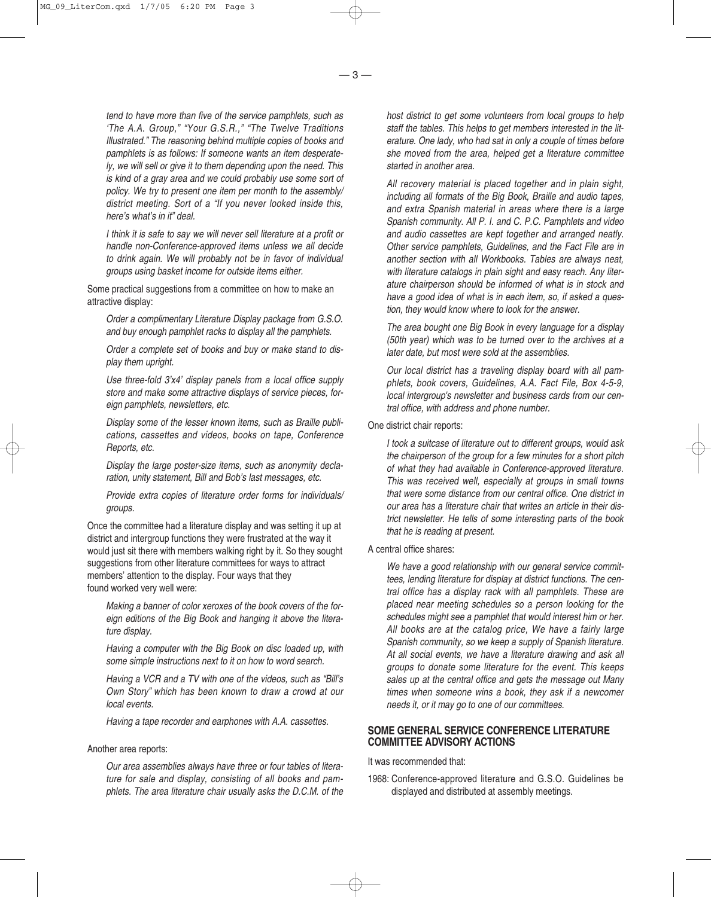*tend to have more than five of the service pamphlets, such as 'The A.A. Group," "Your G.S.R.," "The Twelve Traditions Illustrated." The reasoning behind multiple copies of books and pamphlets is as follows: If someone wants an item desperately, we will sell or give it to them depending upon the need. This is kind of a gray area and we could probably use some sort of policy. We try to present one item per month to the assembly/ district meeting. Sort of a "If you never looked inside this, here's what's in it" deal.*

*I think it is safe to say we will never sell literature at a profit or handle non-Conference-approved items unless we all decide to drink again. We will probably not be in favor of individual groups using basket income for outside items either.*

Some practical suggestions from a committee on how to make an attractive display:

*Order a complimentary Literature Display package from G.S.O. and buy enough pamphlet racks to display all the pamphlets.*

*Order a complete set of books and buy or make stand to display them upright.*

*Use three-fold 3'x4' display panels from a local office supply store and make some attractive displays of service pieces, foreign pamphlets, newsletters, etc.*

*Display some of the lesser known items, such as Braille publications, cassettes and videos, books on tape, Conference Reports, etc.*

*Display the large poster-size items, such as anonymity declaration, unity statement, Bill and Bob's last messages, etc.*

*Provide extra copies of literature order forms for individuals/ groups.*

Once the committee had a literature display and was setting it up at district and intergroup functions they were frustrated at the way it would just sit there with members walking right by it. So they sought suggestions from other literature committees for ways to attract members' attention to the display. Four ways that they found worked very well were:

*Making a banner of color xeroxes of the book covers of the foreign editions of the Big Book and hanging it above the literature display.*

*Having a computer with the Big Book on disc loaded up, with some simple instructions next to it on how to word search.*

*Having a VCR and a TV with one of the videos, such as "Bill's Own Story" which has been known to draw a crowd at our local events.*

*Having a tape recorder and earphones with A.A. cassettes.*

Another area reports:

*Our area assemblies always have three or four tables of literature for sale and display, consisting of all books and pamphlets. The area literature chair usually asks the D.C.M. of the host district to get some volunteers from local groups to help staff the tables. This helps to get members interested in the literature. One lady, who had sat in only a couple of times before she moved from the area, helped get a literature committee started in another area.*

*All recovery material is placed together and in plain sight, including all formats of the Big Book, Braille and audio tapes, and extra Spanish material in areas where there is a large Spanish community. All P. I. and C. P.C. Pamphlets and video and audio cassettes are kept together and arranged neatly. Other service pamphlets, Guidelines, and the Fact File are in another section with all Workbooks. Tables are always neat, with literature catalogs in plain sight and easy reach. Any literature chairperson should be informed of what is in stock and have a good idea of what is in each item, so, if asked a question, they would know where to look for the answer.*

*The area bought one Big Book in every language for a display (50th year) which was to be turned over to the archives at a later date, but most were sold at the assemblies.*

*Our local district has a traveling display board with all pamphlets, book covers, Guidelines, A.A. Fact File, Box 4-5-9, local intergroup's newsletter and business cards from our central office, with address and phone number.*

One district chair reports:

*I took a suitcase of literature out to different groups, would ask the chairperson of the group for a few minutes for a short pitch of what they had available in Conference-approved literature. This was received well, especially at groups in small towns that were some distance from our central office. One district in our area has a literature chair that writes an article in their district newsletter. He tells of some interesting parts of the book that he is reading at present.*

A central office shares:

*We have a good relationship with our general service committees, lending literature for display at district functions. The central office has a display rack with all pamphlets. These are placed near meeting schedules so a person looking for the schedules might see a pamphlet that would interest him or her. All books are at the catalog price, We have a fairly large Spanish community, so we keep a supply of Spanish literature. At all social events, we have a literature drawing and ask all groups to donate some literature for the event. This keeps sales up at the central office and gets the message out Many times when someone wins a book, they ask if a newcomer needs it, or it may go to one of our committees.*

## SOME GENERAL SERVICE CONFERENCE LITERATURE COMMITTEE ADVISORY ACTIONS

It was recommended that:

1968: Conference-approved literature and G.S.O. Guidelines be displayed and distributed at assembly meetings.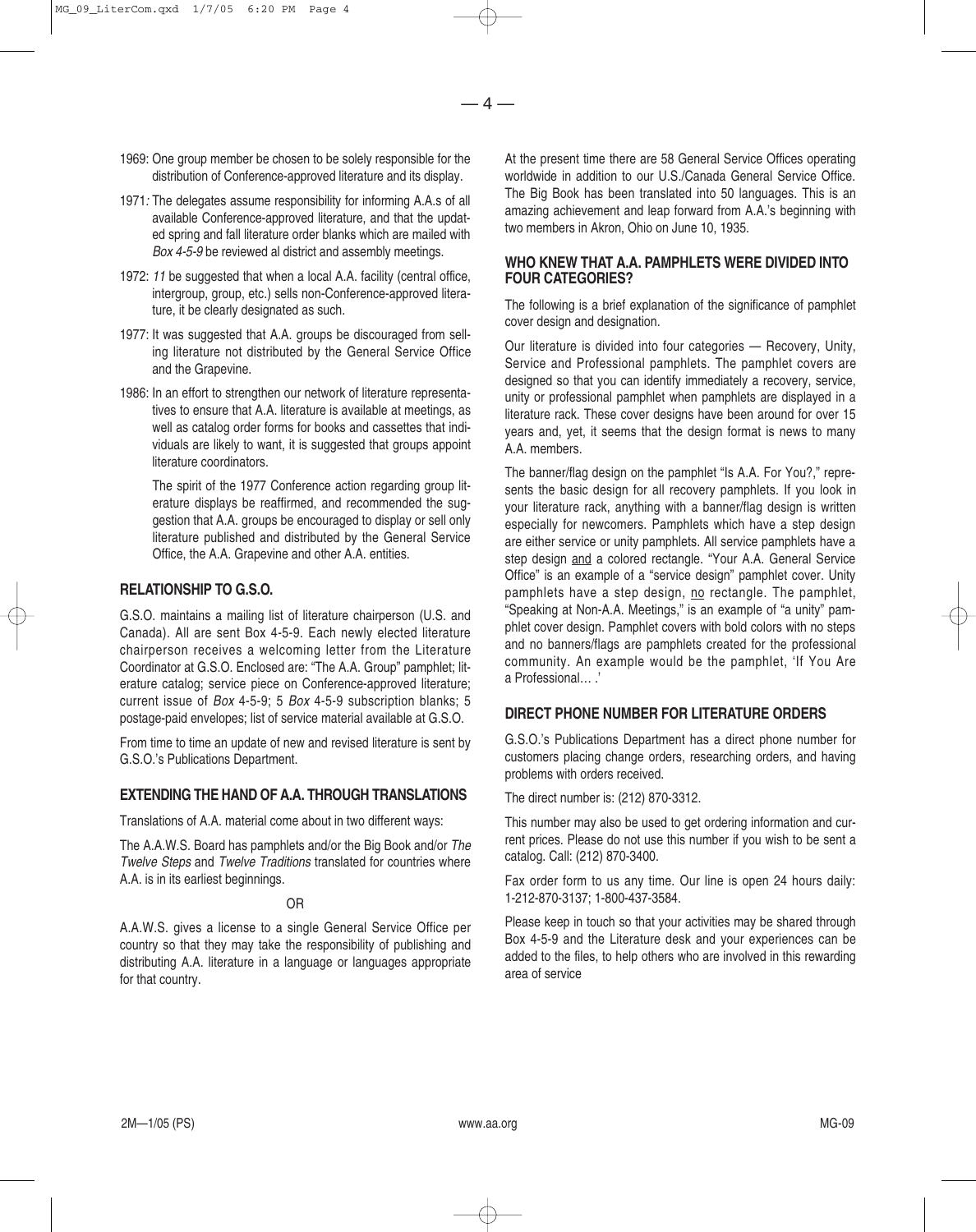1969: One group member be chosen to be solely responsible for the distribution of Conference-approved literature and its display.

1971: The delegates assume responsibility for informing A.A.s of all available Conference-approved literature, and that the updated spring and fall literature order blanks which are mailed with *Box 4-5-9* be reviewed al district and assembly meetings.

1972: *11* be suggested that when a local A.A. facility (central office, intergroup, group, etc.) sells non-Conference-approved literature, it be clearly designated as such.

1977: It was suggested that A.A. groups be discouraged from selling literature not distributed by the General Service Office and the Grapevine.

1986: In an effort to strengthen our network of literature representatives to ensure that A.A. literature is available at meetings, as well as catalog order forms for books and cassettes that individuals are likely to want, it is suggested that groups appoint literature coordinators.

The spirit of the 1977 Conference action regarding group literature displays be reaffirmed, and recommended the suggestion that A.A. groups be encouraged to display or sell only literature published and distributed by the General Service Office, the A.A. Grapevine and other A.A. entities.

## RELATIONSHIP TO G.S.O.

G.S.O. maintains a mailing list of literature chairperson (U.S. and Canada). All are sent Box 4-5-9. Each newly elected literature chairperson receives a welcoming letter from the Literature Coordinator at G.S.O. Enclosed are: "The A.A. Group" pamphlet; literature catalog; service piece on Conference-approved literature; current issue of *Box* 4-5-9; 5 *Box* 4-5-9 subscription blanks; 5 postage-paid envelopes; list of service material available at G.S.O.

From time to time an update of new and revised literature is sent by G.S.O.'s Publications Department.

## EXTENDING THE HAND OF A.A. THROUGH TRANSLATIONS

Translations of A.A. material come about in two different ways:

The A.A.W.S. Board has pamphlets and/or the Big Book and/or *The Twelve Steps* and *Twelve Traditions* translated for countries where A.A. is in its earliest beginnings.

OR

A.A.W.S. gives a license to a single General Service Office per country so that they may take the responsibility of publishing and distributing A.A. literature in a language or languages appropriate for that country.

At the present time there are 58 General Service Offices operating worldwide in addition to our U.S./Canada General Service Office. The Big Book has been translated into 50 languages. This is an amazing achievement and leap forward from A.A.'s beginning with two members in Akron, Ohio on June 10, 1935.

## WHO KNEW THAT A.A. PAMPHLETS WERE DIVIDED INTO FOUR CATEGORIES?

The following is a brief explanation of the significance of pamphlet cover design and designation.

Our literature is divided into four categories — Recovery, Unity, Service and Professional pamphlets. The pamphlet covers are designed so that you can identify immediately a recovery, service, unity or professional pamphlet when pamphlets are displayed in a literature rack. These cover designs have been around for over 15 years and, yet, it seems that the design format is news to many A.A. members.

The banner/flag design on the pamphlet "Is A.A. For You?," represents the basic design for all recovery pamphlets. If you look in your literature rack, anything with a banner/flag design is written especially for newcomers. Pamphlets which have a step design are either service or unity pamphlets. All service pamphlets have a step design and a colored rectangle. "Your A.A. General Service Office" is an example of a "service design" pamphlet cover. Unity pamphlets have a step design, no rectangle. The pamphlet, "Speaking at Non-A.A. Meetings," is an example of "a unity" pamphlet cover design. Pamphlet covers with bold colors with no steps and no banners/flags are pamphlets created for the professional community. An example would be the pamphlet, 'If You Are a Professional… .'

## DIRECT PHONE NUMBER FOR LITERATURE ORDERS

G.S.O.'s Publications Department has a direct phone number for customers placing change orders, researching orders, and having problems with orders received.

The direct number is: (212) 870-3312.

This number may also be used to get ordering information and current prices. Please do not use this number if you wish to be sent a catalog. Call: (212) 870-3400.

Fax order form to us any time. Our line is open 24 hours daily: 1-212-870-3137; 1-800-437-3584.

Please keep in touch so that your activities may be shared through Box 4-5-9 and the Literature desk and your experiences can be added to the files, to help others who are involved in this rewarding area of service

2M—1/05 (PS) www.aa.org MG-09